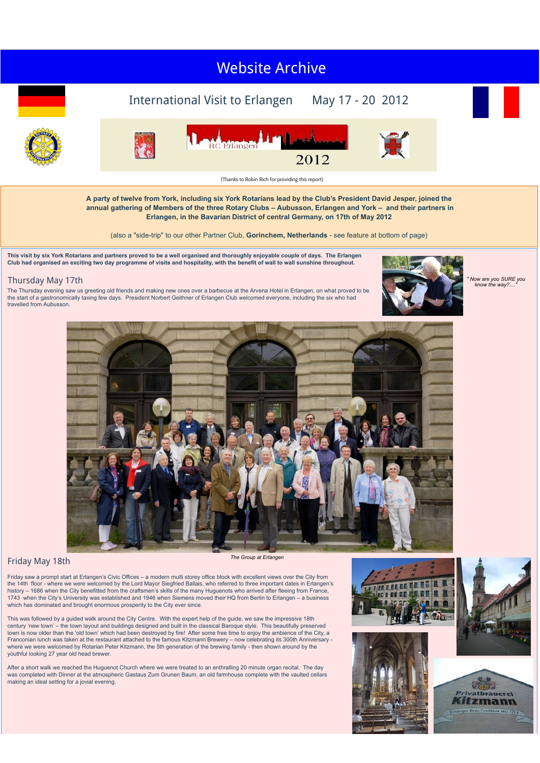# Website Archive

## International Visit to Erlangen May 17 - 20 2012

RC Erlangen

2012

(Thanks to Robin Rich for providing this report)

**A party of twelve from York, including six York Rotarians lead by the Club's President David Jesper, joined the annual gathering of Members of the three Rotary Clubs – Aubusson, Erlangen and York – and their partners in Erlangen, in the Bavarian District of central Germany, on 17th of May 2012**

(also a "side-trip" to our other Partner Club, **Gorinchem, Netherlands** - see feature at bottom of page)

**This visit by six York Rotarians and partners proved to be a well organised and thoroughly enjoyable couple of days. The Erlangen Club had organised an exciting two day programme of visits and hospitality, with the benefit of wall to wall sunshine throughout.**

*" Now are you SURE you know the way?...."*

### Thursday May 17th

The Thursday evening saw us greeting old friends and making new ones over a barbecue at the Arvena Hotel in Erlangen, on what proved to be the start of a gastronomically taxing few days. President Norbert Geithner of Erlangen Club welcomed everyone, including the six who had travelled from Aubusson.

*The Group at Erlangen*

### Friday May 18th

Friday saw a prompt start at Erlangen's Civic Offices – a modern multi storey office block with excellent views over the City from the 14th floor - where we were welcomed by the Lord Mayor Siegfried Ballais, who referred to three important dates in Erlangen's history – 1686 when the City benefitted from the craftsmen's skills of the many Huguenots who arrived after fleeing from France, 1743 when the City's University was established and 1946 when Siemens moved their HQ from Berlin to Erlangen – a business which has dominated and brought enormous prosperity to the City ever since.

This was followed by a guided walk around the City Centre. With the expert help of the guide, we saw the impressive 18th century 'new town' – the town layout and buildings designed and built in the classical Baroque style. This beautifully preserved town is now older than the 'old town' which had been destroyed by fire! After some free time to enjoy the ambience of the City, a Franconian lunch was taken at the restaurant attached to the famous Kitzmann Brewery – now celebrating its 300th Anniversary - where we were welcomed by Rotarian Peter Kitzmann, the 5th generation of the brewing family - then shown around by the youthful looking 27 year old head brewer.

After a short walk we reached the Huguenot Church where we were treated to an enthralling 20 minute organ recital. The day was completed with Dinner at the atmospheric Gastaus Zum Grunen Baum, an old farmhouse complete with the vaulted cellars making an ideal setting for a jovial evening.

Privatbrauerei Kitzmann

Erlanger Brau-Tradition seit 1712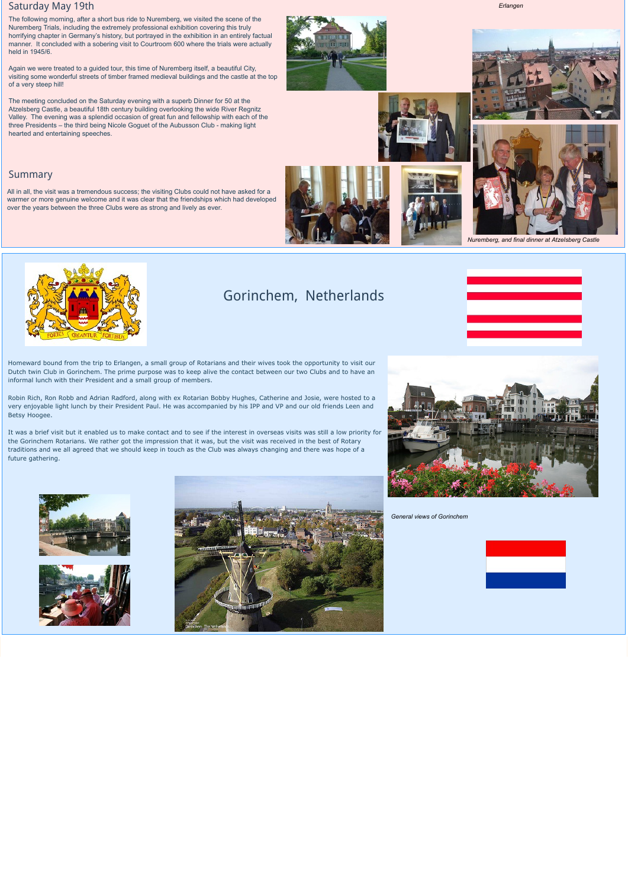## Saturday May 19th

The following morning, after a short bus ride to Nuremberg, we visited the scene of the Nuremberg Trials, including the extremely professional exhibition covering this truly horrifying chapter in Germany's history, but portrayed in the exhibition in an entirely factual manner. It concluded with a sobering visit to Courtroom 600 where the trials were actually held in 1945/6.

Again we were treated to a guided tour, this time of Nuremberg itself, a beautiful City, visiting some wonderful streets of timber framed medieval buildings and the castle at the top of a very steep hill!

The meeting concluded on the Saturday evening with a superb Dinner for 50 at the Atzelsberg Castle, a beautiful 18th century building overlooking the wide River Regnitz Valley. The evening was a splendid occasion of great fun and fellowship with each of the three Presidents – the third being Nicole Goguet of the Aubusson Club - making light hearted and entertaining speeches.

*Erlangen*

## Summary

All in all, the visit was a tremendous success; the visiting Clubs could not have asked for a warmer or more genuine welcome and it was clear that the friendships which had developed over the years between the three Clubs were as strong and lively as ever.

*Nuremberg, and final dinner at Atzelsberg Castle*

# Gorinchem, Netherlands

Homeward bound from the trip to Erlangen, a small group of Rotarians and their wives took the opportunity to visit our Dutch twin Club in Gorinchem. The prime purpose was to keep alive the contact between our two Clubs and to have an informal lunch with their President and a small group of members.

Robin Rich, Ron Robb and Adrian Radford, along with ex Rotarian Bobby Hughes, Catherine and Josie, were hosted to a very enjoyable light lunch by their President Paul. He was accompanied by his IPP and VP and our old friends Leen and Betsy Hoogee.

It was a brief visit but it enabled us to make contact and to see if the interest in overseas visits was still a low priority for the Gorinchem Rotarians. We rather got the impression that it was, but the visit was received in the best of Rotary traditions and we all agreed that we should keep in touch as the Club was always changing and there was hope of a future gathering.

*General views of Gorinchem*